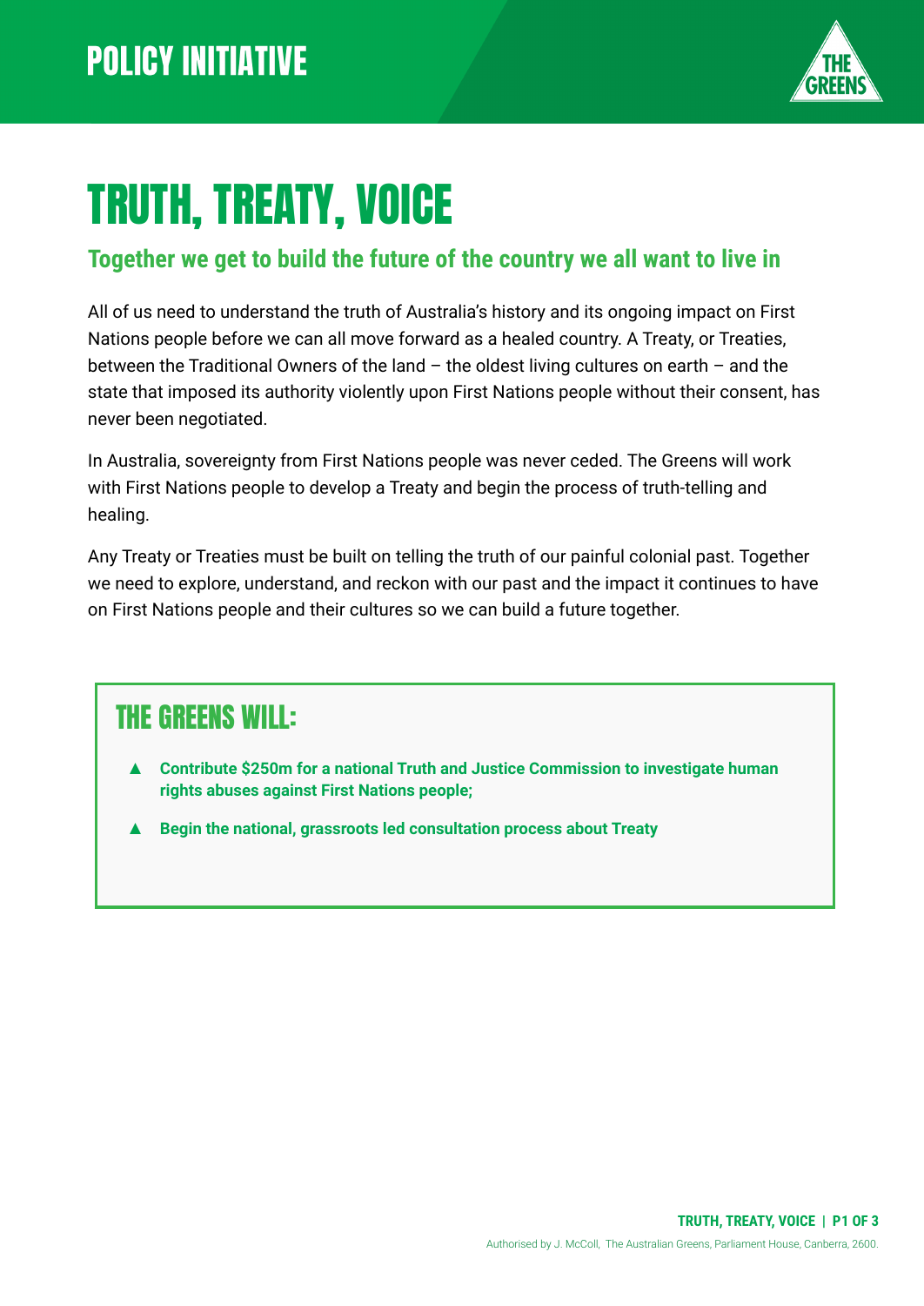POLICY INITIATIVE

# TRUTH, TREATY, VOICE

## Together we get to build the future of the country we all want to live in

All of us need to understand the truth of Australia's history and its ongoing impact on First Nations people before we can all move forward as a healed country. A Treaty, or Treaties, between the Traditional Owners of the land – the oldest living cultures on earth – and the state that imposed its authority violently upon First Nations people without their consent, has never been negotiated.

In Australia, sovereignty from First Nations people was never ceded. The Greens will work with First Nations people to develop a Treaty and begin the process of truth-telling and healing.

Any Treaty or Treaties must be built on telling the truth of our painful colonial past. Together we need to explore, understand, and reckon with our past and the impact it continues to have on First Nations people and their cultures so we can build a future together.

### THE GREENS WILL:

- **Contribute $250m for a national Truth and Justice Commission to investigate human rights abuses against First Nations people;**
- **Begin the national, grassroots led consultation process about Treaty**

Authorised by J. McColl, The Australian Greens, Parliament House, Canberra, 2600.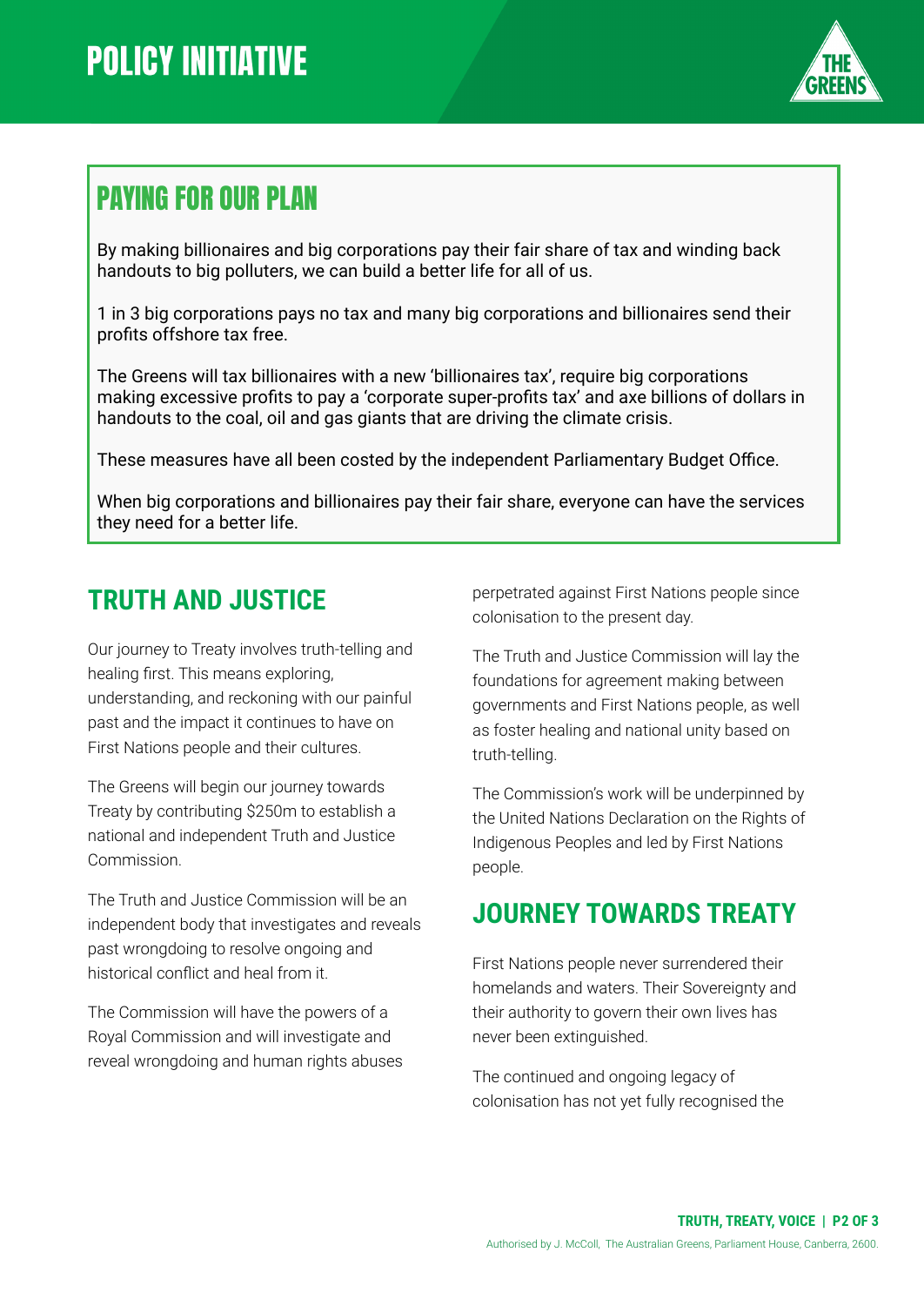# POLICY INITIATIVE

## PAYING FOR OUR PLAN

By making billionaires and big corporations pay their fair share of tax and winding back handouts to big polluters, we can build a better life for all of us.

1 in 3 big corporations pays no tax and many big corporations and billionaires send their profits offshore tax free.

The Greens will tax billionaires with a new 'billionaires tax', require big corporations making excessive profits to pay a 'corporate super-profits tax' and axe billions of dollars in handouts to the coal, oil and gas giants that are driving the climate crisis.

These measures have all been costed by the independent Parliamentary Budget Office.

When big corporations and billionaires pay their fair share, everyone can have the services they need for a better life.

## TRUTH AND JUSTICE

Our journey to Treaty involves truth-telling and healing first. This means exploring, understanding, and reckoning with our painful past and the impact it continues to have on First Nations people and their cultures.

The Greens will begin our journey towards Treaty by contributing $250m to establish a national and independent Truth and Justice Commission.

The Truth and Justice Commission will be an independent body that investigates and reveals past wrongdoing to resolve ongoing and historical conflict and heal from it.

The Commission will have the powers of a Royal Commission and will investigate and reveal wrongdoing and human rights abuses perpetrated against First Nations people since colonisation to the present day.

The Truth and Justice Commission will lay the foundations for agreement making between governments and First Nations people, as well as foster healing and national unity based on truth-telling.

The Commission's work will be underpinned by the United Nations Declaration on the Rights of Indigenous Peoples and led by First Nations people.

## JOURNEY TOWARDS TREATY

First Nations people never surrendered their homelands and waters. Their Sovereignty and their authority to govern their own lives has never been extinguished.

The continued and ongoing legacy of colonisation has not yet fully recognised the

Authorised by J. McColl, The Australian Greens, Parliament House, Canberra, 2600.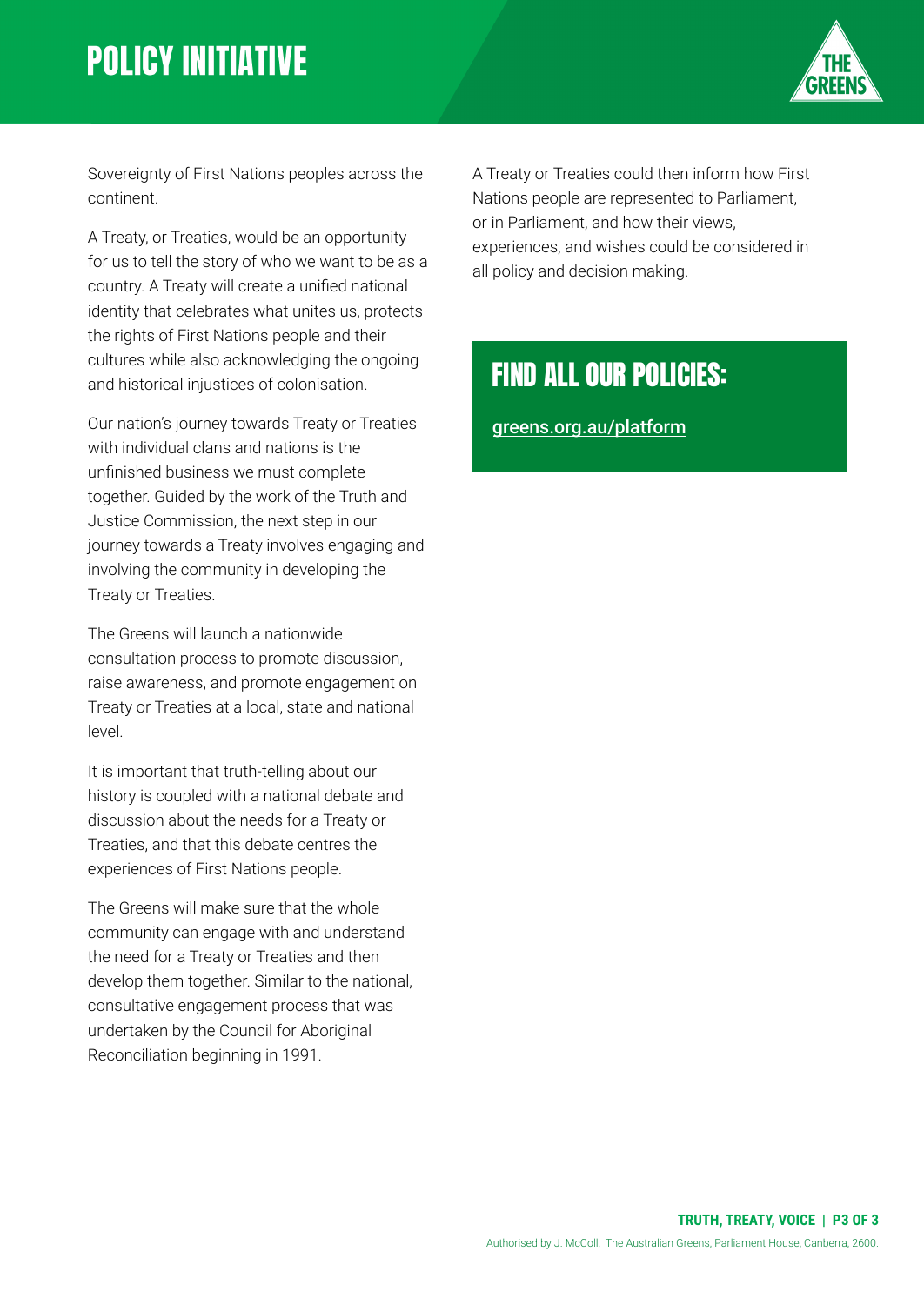Sovereignty of First Nations peoples across the continent.

A Treaty, or Treaties, would be an opportunity for us to tell the story of who we want to be as a country. A Treaty will create a unified national identity that celebrates what unites us, protects the rights of First Nations people and their cultures while also acknowledging the ongoing and historical injustices of colonisation.

Our nation's journey towards Treaty or Treaties with individual clans and nations is the unfinished business we must complete together. Guided by the work of the Truth and Justice Commission, the next step in our journey towards a Treaty involves engaging and involving the community in developing the Treaty or Treaties.

The Greens will launch a nationwide consultation process to promote discussion, raise awareness, and promote engagement on Treaty or Treaties at a local, state and national level.

It is important that truth-telling about our history is coupled with a national debate and discussion about the needs for a Treaty or Treaties, and that this debate centres the experiences of First Nations people.

The Greens will make sure that the whole community can engage with and understand the need for a Treaty or Treaties and then develop them together. Similar to the national, consultative engagement process that was undertaken by the Council for Aboriginal Reconciliation beginning in 1991.

A Treaty or Treaties could then inform how First Nations people are represented to Parliament, or in Parliament, and how their views, experiences, and wishes could be considered in all policy and decision making.

## FIND ALL OUR POLICIES:

greens.org.au/platform

Authorised by J. McColl, The Australian Greens, Parliament House, Canberra, 2600.